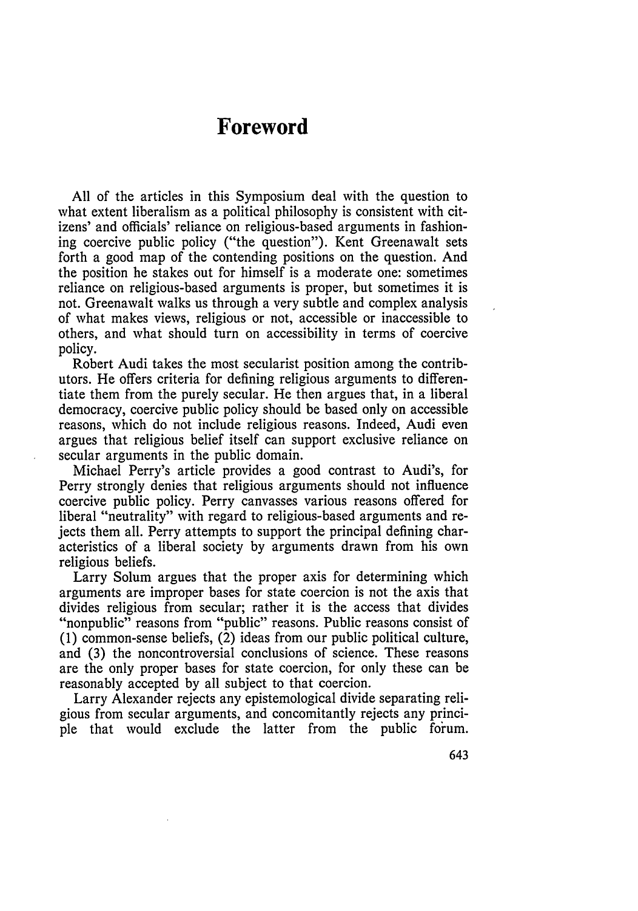# Foreword

All of the articles in this Symposium deal with the question to what extent liberalism as a political philosophy is consistent with citizens' and officials' reliance on religious-based arguments in fashioning coercive public policy ("the question"). Kent Greenawalt sets forth a good map of the contending positions on the question. And the position he stakes out for himself is a moderate one: sometimes reliance on religious-based arguments is proper, but sometimes it is not. Greenawalt walks us through a very subtle and complex analysis of what makes views, religious or not, accessible or inaccessible to others, and what should turn on accessibility in terms of coercive policy.

Robert Audi takes the most secularist position among the contributors. He offers criteria for defining religious arguments to differentiate them from the purely secular. He then argues that, in a liberal democracy, coercive public policy should be based only on accessible reasons, which do not include religious reasons. Indeed, Audi even argues that religious belief itself can support exclusive reliance on secular arguments in the public domain.

Michael Perry's article provides a good contrast to Audi's, for Perry strongly denies that religious arguments should not influence coercive public policy. Perry canvasses various reasons offered for liberal "neutrality" with regard to religious-based arguments and rejects them all. Perry attempts to support the principal defining characteristics of a liberal society by arguments drawn from his own religious beliefs.

Larry Solum argues that the proper axis for determining which arguments are improper bases for state coercion is not the axis that divides religious from secular; rather it is the access that divides "nonpublic" reasons from "public" reasons. Public reasons consist of (1) common-sense beliefs, (2) ideas from our public political culture, and (3) the noncontroversial conclusions of science. These reasons are the only proper bases for state coercion, for only these can be reasonably accepted by all subject to that coercion.

Larry Alexander rejects any epistemological divide separating religious from secular arguments, and concomitantly rejects any principle that would exclude the latter from the public forum.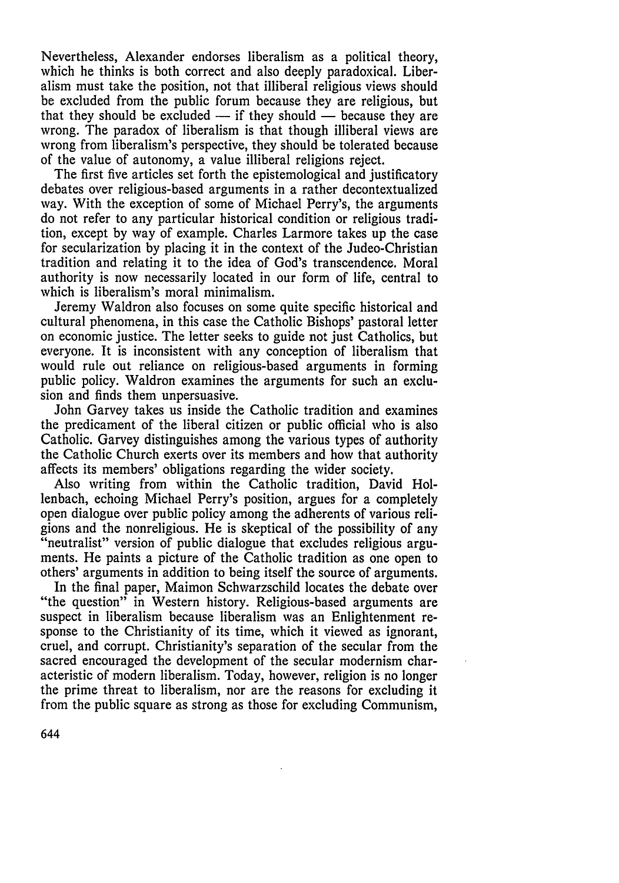Nevertheless, Alexander endorses liberalism as a political theory, which he thinks is both correct and also deeply paradoxical. Liberalism must take the position, not that illiberal religious views should be excluded from the public forum because they are religious, but that they should be excluded — if they should — because they are wrong. The paradox of liberalism is that though illiberal views are wrong from liberalism's perspective, they should be tolerated because of the value of autonomy, a value illiberal religions reject.

The first five articles set forth the epistemological and justificatory debates over religious-based arguments in a rather decontextualized way. With the exception of some of Michael Perry's, the arguments do not refer to any particular historical condition or religious tradition, except by way of example. Charles Larmore takes up the case for secularization by placing it in the context of the Judeo-Christian tradition and relating it to the idea of God's transcendence. Moral authority is now necessarily located in our form of life, central to which is liberalism's moral minimalism.

Jeremy Waldron also focuses on some quite specific historical and cultural phenomena, in this case the Catholic Bishops' pastoral letter on economic justice. The letter seeks to guide not just Catholics, but everyone. It is inconsistent with any conception of liberalism that would rule out reliance on religious-based arguments in forming public policy. Waldron examines the arguments for such an exclusion and finds them unpersuasive.

John Garvey takes us inside the Catholic tradition and examines the predicament of the liberal citizen or public official who is also Catholic. Garvey distinguishes among the various types of authority the Catholic Church exerts over its members and how that authority affects its members' obligations regarding the wider society.

Also writing from within the Catholic tradition, David Hollenbach, echoing Michael Perry's position, argues for a completely open dialogue over public policy among the adherents of various religions and the nonreligious. He is skeptical of the possibility of any "neutralist" version of public dialogue that excludes religious arguments. He paints a picture of the Catholic tradition as one open to others' arguments in addition to being itself the source of arguments.

In the final paper, Maimon Schwarzschild locates the debate over "the question" in Western history. Religious-based arguments are suspect in liberalism because liberalism was an Enlightenment response to the Christianity of its time, which it viewed as ignorant, cruel, and corrupt. Christianity's separation of the secular from the sacred encouraged the development of the secular modernism characteristic of modern liberalism. Today, however, religion is no longer the prime threat to liberalism, nor are the reasons for excluding it from the public square as strong as those for excluding Communism,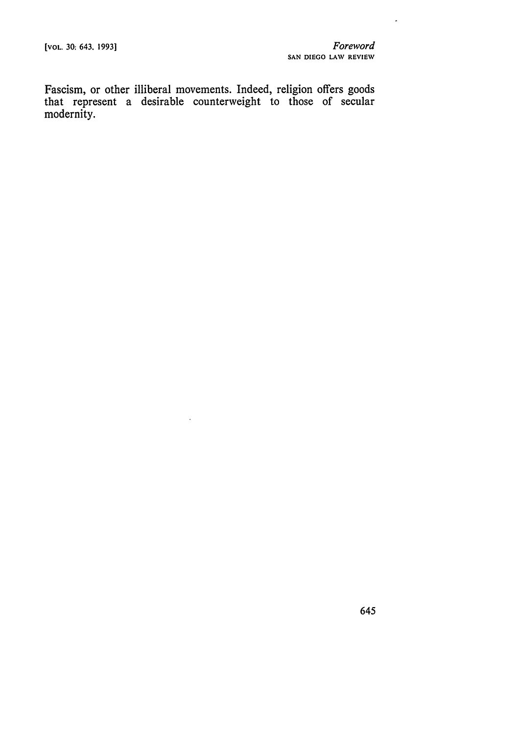Fascism, or other illiberal movements. Indeed, religion offers goods that represent a desirable counterweight to those of secular modernity.